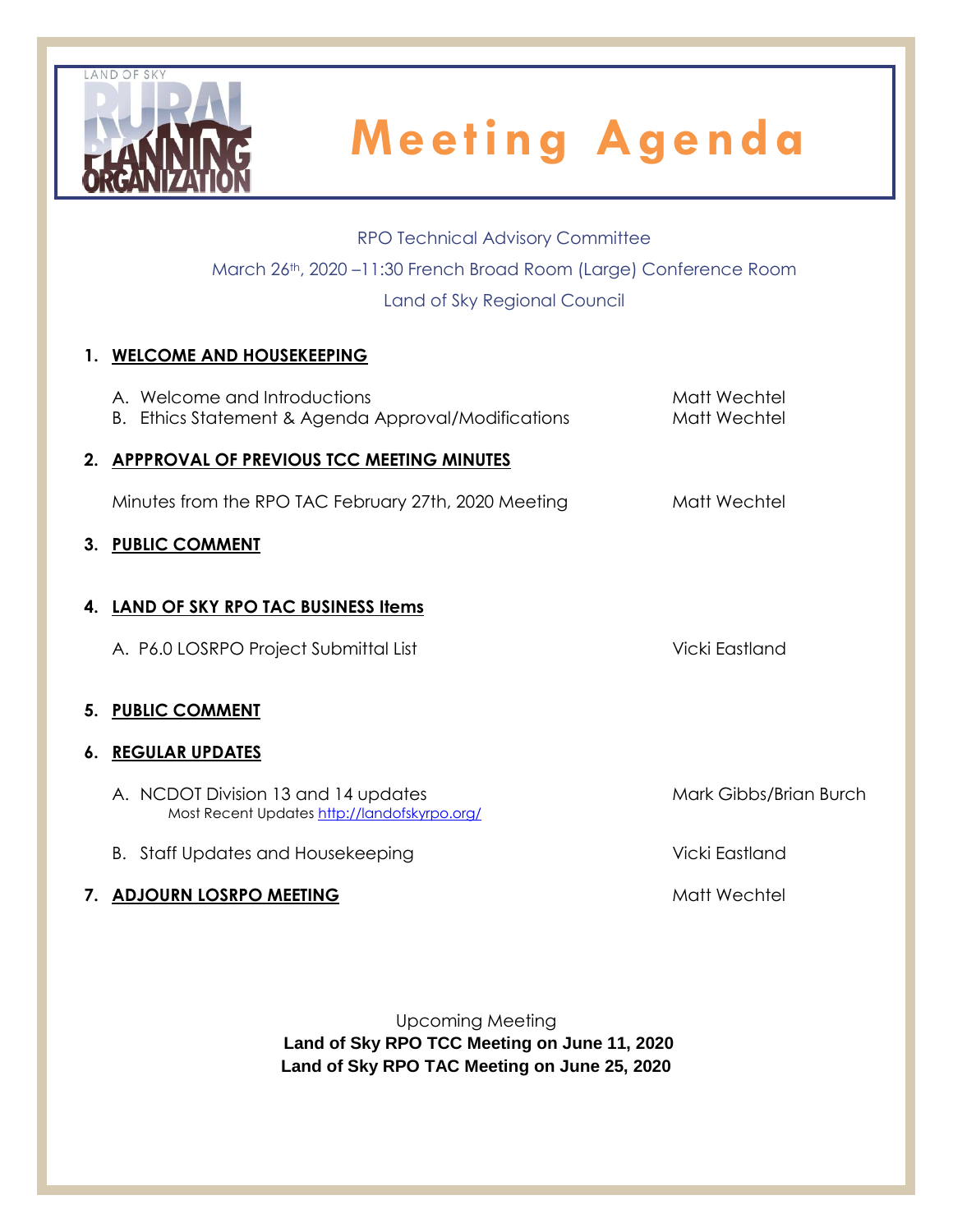LAND OF SKY RURAL PLANNING ORGANIZATION

# Meeting Agenda

RPO Technical Advisory Committee

March 26th, 2020 –11:30 French Broad Room (Large) Conference Room

Land of Sky Regional Council

## 1. WELCOME AND HOUSEKEEPING

A. Welcome and Introductions — Matt Wechtel

B. Ethics Statement & Agenda Approval/Modifications — Matt Wechtel

## 2. APPPROVAL OF PREVIOUS TCC MEETING MINUTES

Minutes from the RPO TAC February 27th, 2020 Meeting — Matt Wechtel

## 3. PUBLIC COMMENT

## 4. LAND OF SKY RPO TAC BUSINESS Items

A. P6.0 LOSRPO Project Submittal List — Vicki Eastland

## 5. PUBLIC COMMENT

## 6. REGULAR UPDATES

A. NCDOT Division 13 and 14 updates — Mark Gibbs/Brian Burch
Most Recent Updates http://landofskyrpo.org/

B. Staff Updates and Housekeeping — Vicki Eastland

## 7. ADJOURN LOSRPO MEETING — Matt Wechtel

Upcoming Meeting

**Land of Sky RPO TCC Meeting on June 11, 2020**

**Land of Sky RPO TAC Meeting on June 25, 2020**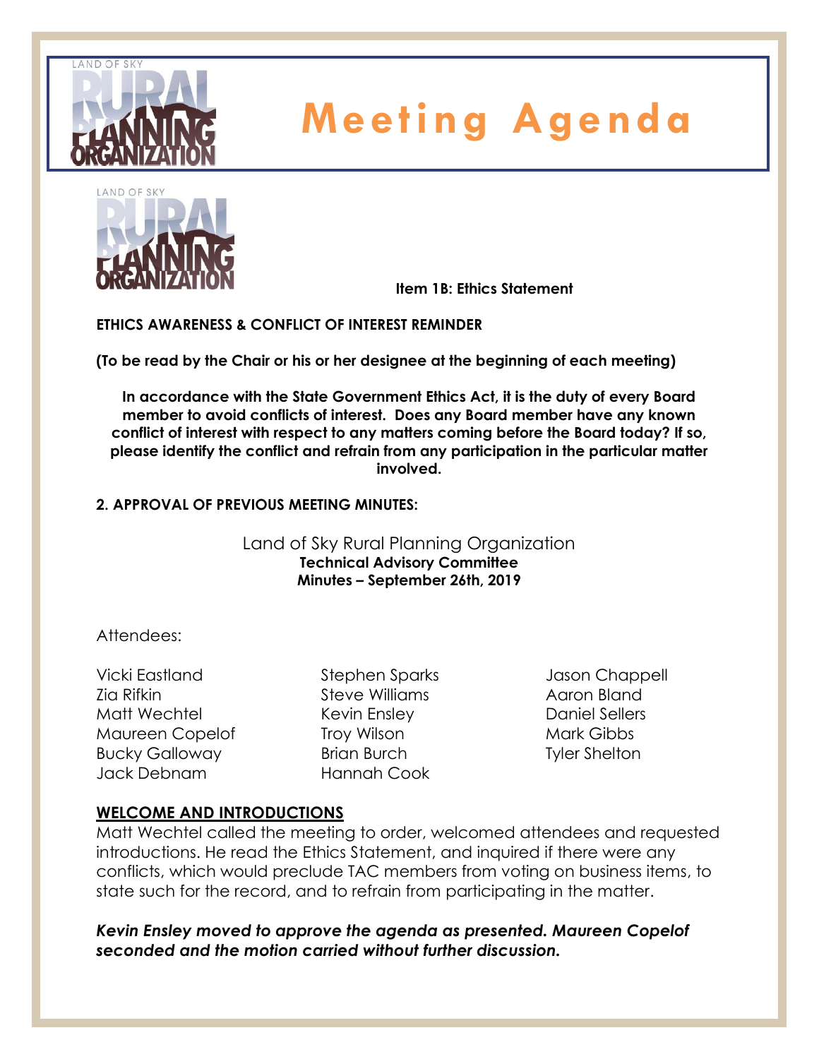# Meeting Agenda

**Item 1B: Ethics Statement**

**ETHICS AWARENESS & CONFLICT OF INTEREST REMINDER**

**(To be read by the Chair or his or her designee at the beginning of each meeting)**

**In accordance with the State Government Ethics Act, it is the duty of every Board member to avoid conflicts of interest. Does any Board member have any known conflict of interest with respect to any matters coming before the Board today? If so, please identify the conflict and refrain from any participation in the particular matter involved.**

**2. APPROVAL OF PREVIOUS MEETING MINUTES:**

Land of Sky Rural Planning Organization
**Technical Advisory Committee**
**Minutes – September 26th, 2019**

Attendees:

Vicki Eastland
Zia Rifkin
Matt Wechtel
Maureen Copelof
Bucky Galloway
Jack Debnam
Stephen Sparks
Steve Williams
Kevin Ensley
Troy Wilson
Brian Burch
Hannah Cook
Jason Chappell
Aaron Bland
Daniel Sellers
Mark Gibbs
Tyler Shelton

## WELCOME AND INTRODUCTIONS

Matt Wechtel called the meeting to order, welcomed attendees and requested introductions. He read the Ethics Statement, and inquired if there were any conflicts, which would preclude TAC members from voting on business items, to state such for the record, and to refrain from participating in the matter.

***Kevin Ensley moved to approve the agenda as presented. Maureen Copelof seconded and the motion carried without further discussion.***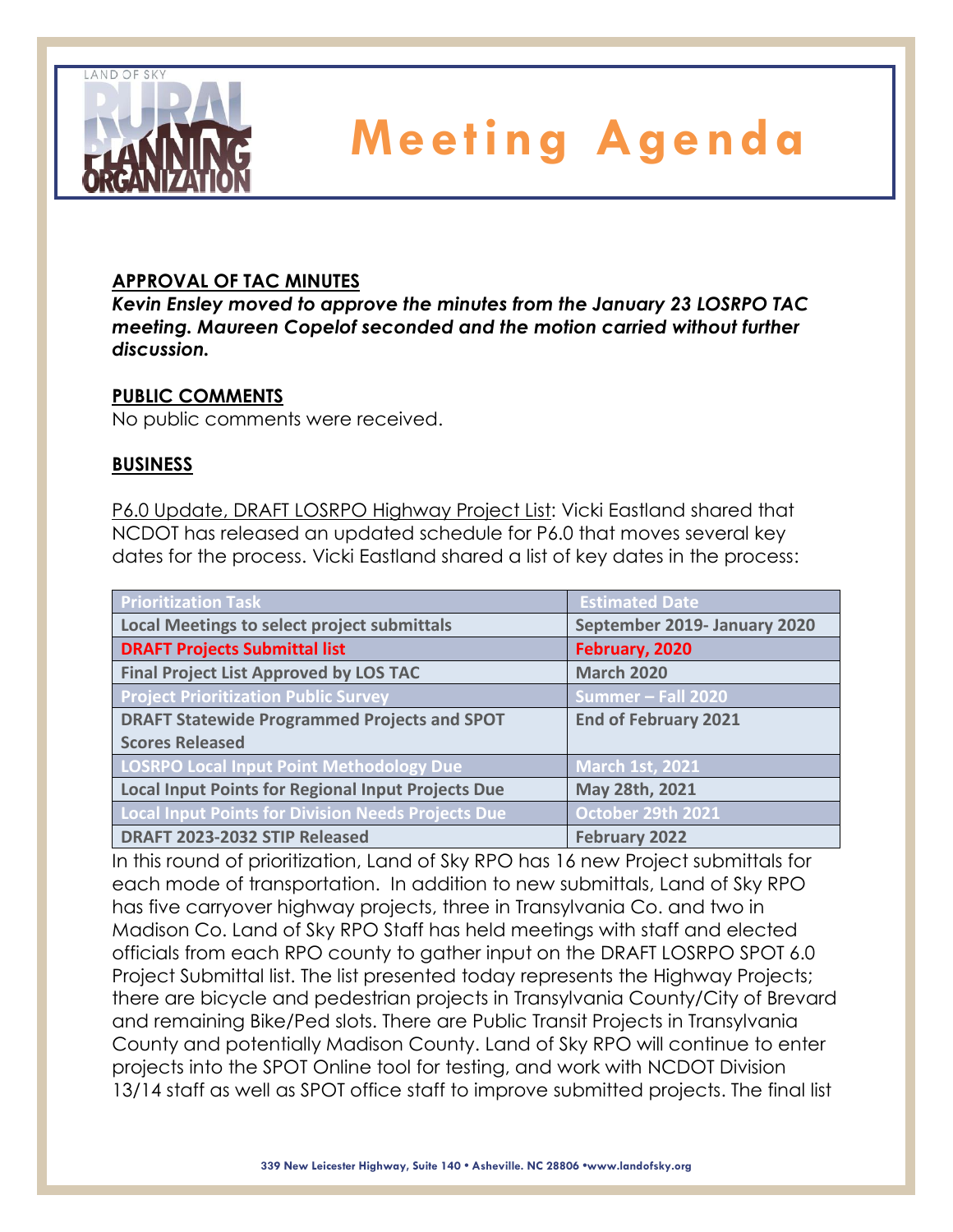# Meeting Agenda

**APPROVAL OF TAC MINUTES**

***Kevin Ensley moved to approve the minutes from the January 23 LOSRPO TAC meeting. Maureen Copelof seconded and the motion carried without further discussion.***

**PUBLIC COMMENTS**

No public comments were received.

**BUSINESS**

P6.0 Update, DRAFT LOSRPO Highway Project List: Vicki Eastland shared that NCDOT has released an updated schedule for P6.0 that moves several key dates for the process. Vicki Eastland shared a list of key dates in the process:

| Prioritization Task | Estimated Date |
|---|---|
| Local Meetings to select project submittals | September 2019- January 2020 |
| DRAFT Projects Submittal list | February, 2020 |
| Final Project List Approved by LOS TAC | March 2020 |
| Project Prioritization Public Survey | Summer – Fall 2020 |
| DRAFT Statewide Programmed Projects and SPOT Scores Released | End of February 2021 |
| LOSRPO Local Input Point Methodology Due | March 1st, 2021 |
| Local Input Points for Regional Input Projects Due | May 28th, 2021 |
| Local Input Points for Division Needs Projects Due | October 29th 2021 |
| DRAFT 2023-2032 STIP Released | February 2022 |

In this round of prioritization, Land of Sky RPO has 16 new Project submittals for each mode of transportation. In addition to new submittals, Land of Sky RPO has five carryover highway projects, three in Transylvania Co. and two in Madison Co. Land of Sky RPO Staff has held meetings with staff and elected officials from each RPO county to gather input on the DRAFT LOSRPO SPOT 6.0 Project Submittal list. The list presented today represents the Highway Projects; there are bicycle and pedestrian projects in Transylvania County/City of Brevard and remaining Bike/Ped slots. There are Public Transit Projects in Transylvania County and potentially Madison County. Land of Sky RPO will continue to enter projects into the SPOT Online tool for testing, and work with NCDOT Division 13/14 staff as well as SPOT office staff to improve submitted projects. The final list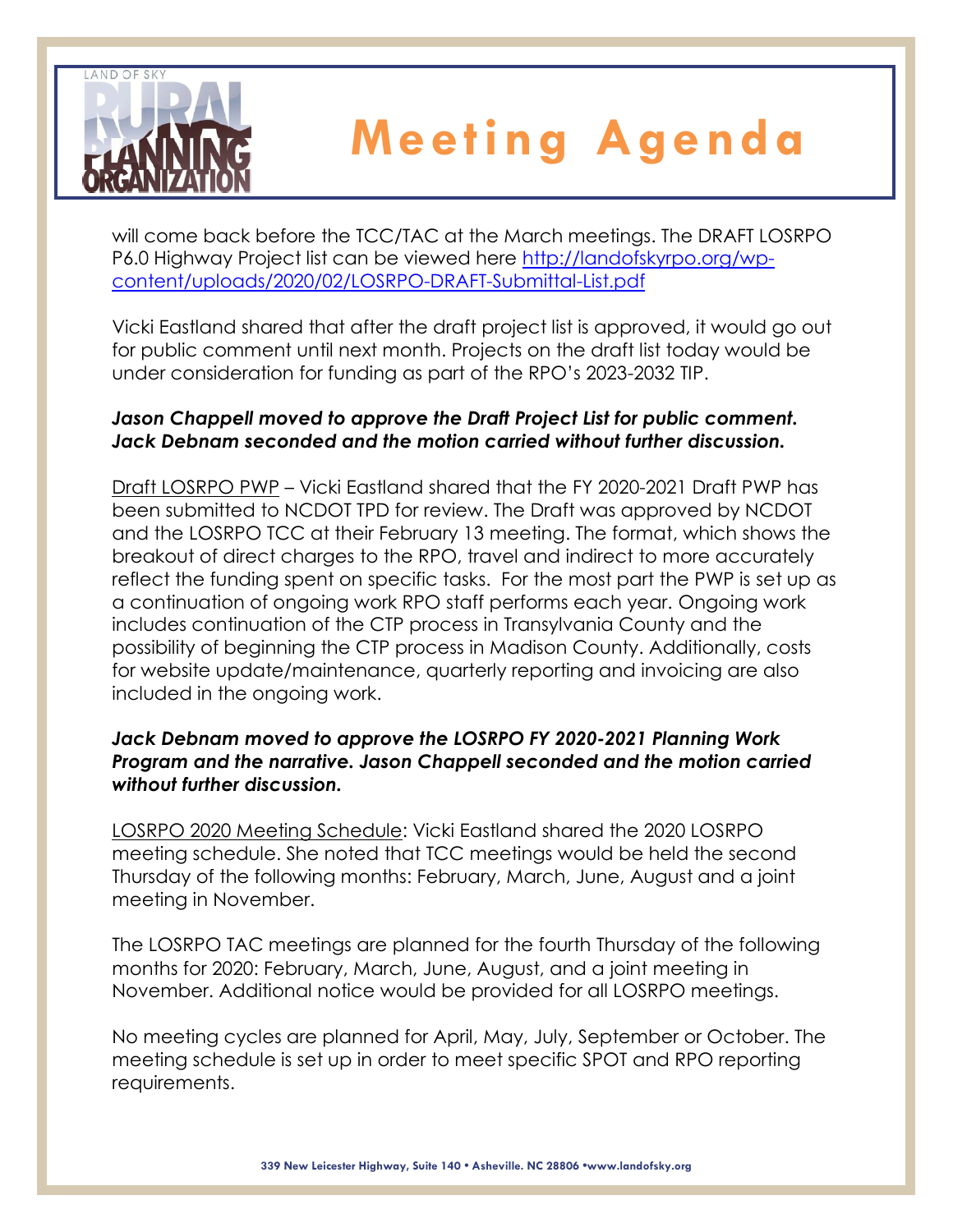will come back before the TCC/TAC at the March meetings. The DRAFT LOSRPO P6.0 Highway Project list can be viewed here [http://landofskyrpo.org/wp-content/uploads/2020/02/LOSRPO-DRAFT-Submittal-List.pdf](http://landofskyrpo.org/wp-content/uploads/2020/02/LOSRPO-DRAFT-Submittal-List.pdf)

Vicki Eastland shared that after the draft project list is approved, it would go out for public comment until next month. Projects on the draft list today would be under consideration for funding as part of the RPO's 2023-2032 TIP.

***Jason Chappell moved to approve the Draft Project List for public comment. Jack Debnam seconded and the motion carried without further discussion.***

<u>Draft LOSRPO PWP</u> – Vicki Eastland shared that the FY 2020-2021 Draft PWP has been submitted to NCDOT TPD for review. The Draft was approved by NCDOT and the LOSRPO TCC at their February 13 meeting. The format, which shows the breakout of direct charges to the RPO, travel and indirect to more accurately reflect the funding spent on specific tasks. For the most part the PWP is set up as a continuation of ongoing work RPO staff performs each year. Ongoing work includes continuation of the CTP process in Transylvania County and the possibility of beginning the CTP process in Madison County. Additionally, costs for website update/maintenance, quarterly reporting and invoicing are also included in the ongoing work.

***Jack Debnam moved to approve the LOSRPO FY 2020-2021 Planning Work Program and the narrative. Jason Chappell seconded and the motion carried without further discussion.***

<u>LOSRPO 2020 Meeting Schedule</u>: Vicki Eastland shared the 2020 LOSRPO meeting schedule. She noted that TCC meetings would be held the second Thursday of the following months: February, March, June, August and a joint meeting in November.

The LOSRPO TAC meetings are planned for the fourth Thursday of the following months for 2020: February, March, June, August, and a joint meeting in November. Additional notice would be provided for all LOSRPO meetings.

No meeting cycles are planned for April, May, July, September or October. The meeting schedule is set up in order to meet specific SPOT and RPO reporting requirements.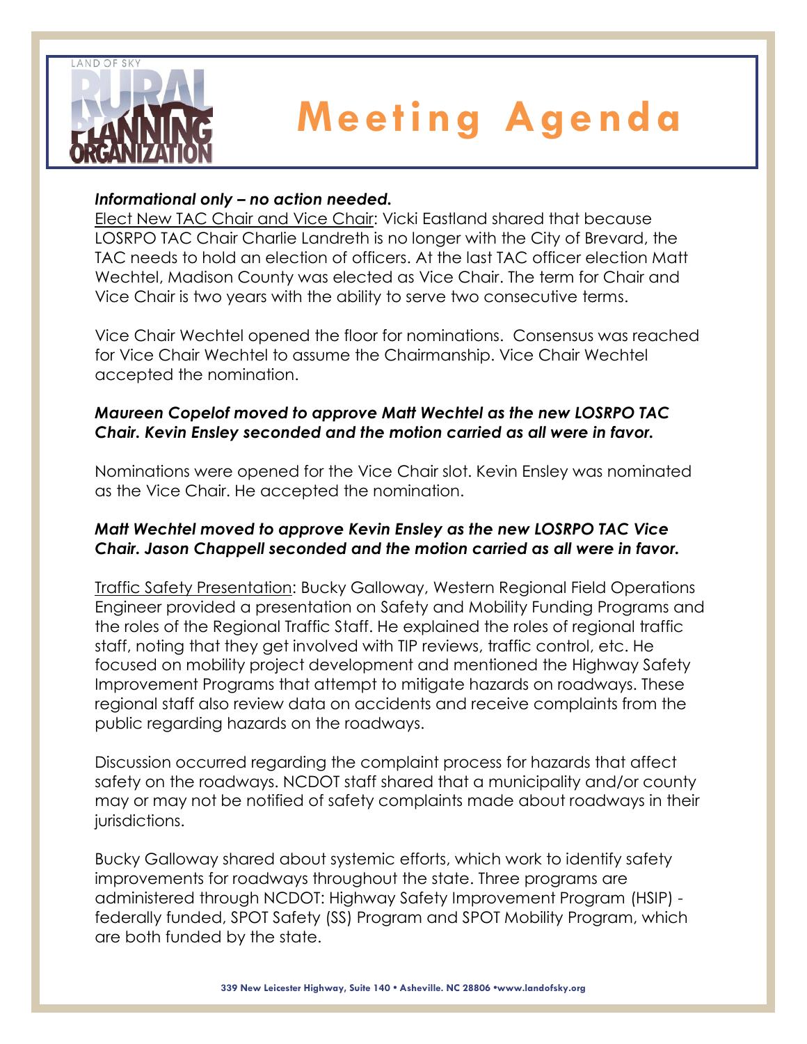*Informational only – no action needed.*

Elect New TAC Chair and Vice Chair: Vicki Eastland shared that because LOSRPO TAC Chair Charlie Landreth is no longer with the City of Brevard, the TAC needs to hold an election of officers. At the last TAC officer election Matt Wechtel, Madison County was elected as Vice Chair. The term for Chair and Vice Chair is two years with the ability to serve two consecutive terms.

Vice Chair Wechtel opened the floor for nominations. Consensus was reached for Vice Chair Wechtel to assume the Chairmanship. Vice Chair Wechtel accepted the nomination.

***Maureen Copelof moved to approve Matt Wechtel as the new LOSRPO TAC Chair. Kevin Ensley seconded and the motion carried as all were in favor.***

Nominations were opened for the Vice Chair slot. Kevin Ensley was nominated as the Vice Chair. He accepted the nomination.

***Matt Wechtel moved to approve Kevin Ensley as the new LOSRPO TAC Vice Chair. Jason Chappell seconded and the motion carried as all were in favor.***

Traffic Safety Presentation: Bucky Galloway, Western Regional Field Operations Engineer provided a presentation on Safety and Mobility Funding Programs and the roles of the Regional Traffic Staff. He explained the roles of regional traffic staff, noting that they get involved with TIP reviews, traffic control, etc. He focused on mobility project development and mentioned the Highway Safety Improvement Programs that attempt to mitigate hazards on roadways. These regional staff also review data on accidents and receive complaints from the public regarding hazards on the roadways.

Discussion occurred regarding the complaint process for hazards that affect safety on the roadways. NCDOT staff shared that a municipality and/or county may or may not be notified of safety complaints made about roadways in their jurisdictions.

Bucky Galloway shared about systemic efforts, which work to identify safety improvements for roadways throughout the state. Three programs are administered through NCDOT: Highway Safety Improvement Program (HSIP) - federally funded, SPOT Safety (SS) Program and SPOT Mobility Program, which are both funded by the state.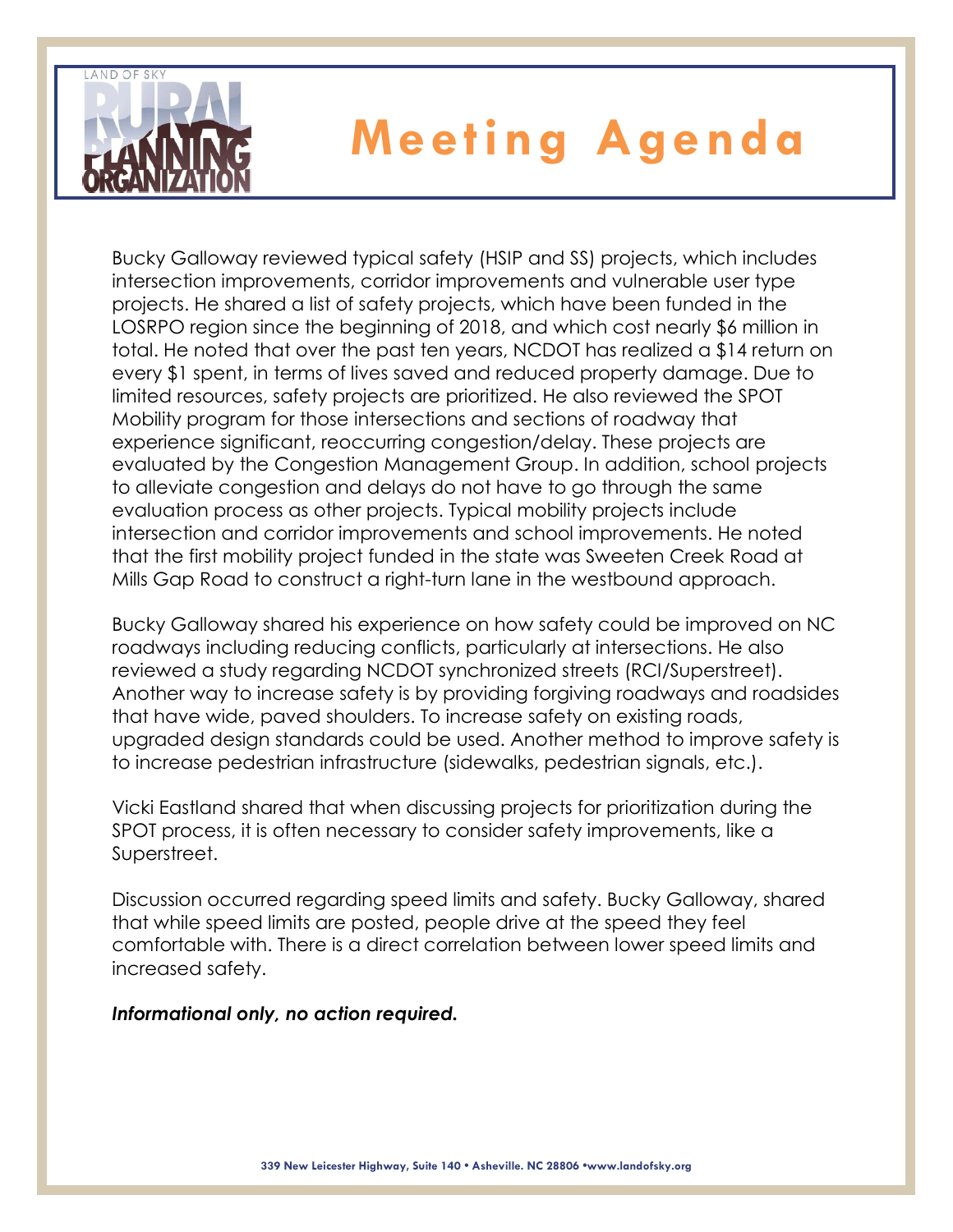Bucky Galloway reviewed typical safety (HSIP and SS) projects, which includes intersection improvements, corridor improvements and vulnerable user type projects. He shared a list of safety projects, which have been funded in the LOSRPO region since the beginning of 2018, and which cost nearly $6 million in total. He noted that over the past ten years, NCDOT has realized a $14 return on every $1 spent, in terms of lives saved and reduced property damage. Due to limited resources, safety projects are prioritized. He also reviewed the SPOT Mobility program for those intersections and sections of roadway that experience significant, reoccurring congestion/delay. These projects are evaluated by the Congestion Management Group. In addition, school projects to alleviate congestion and delays do not have to go through the same evaluation process as other projects. Typical mobility projects include intersection and corridor improvements and school improvements. He noted that the first mobility project funded in the state was Sweeten Creek Road at Mills Gap Road to construct a right-turn lane in the westbound approach.

Bucky Galloway shared his experience on how safety could be improved on NC roadways including reducing conflicts, particularly at intersections. He also reviewed a study regarding NCDOT synchronized streets (RCI/Superstreet). Another way to increase safety is by providing forgiving roadways and roadsides that have wide, paved shoulders. To increase safety on existing roads, upgraded design standards could be used. Another method to improve safety is to increase pedestrian infrastructure (sidewalks, pedestrian signals, etc.).

Vicki Eastland shared that when discussing projects for prioritization during the SPOT process, it is often necessary to consider safety improvements, like a Superstreet.

Discussion occurred regarding speed limits and safety. Bucky Galloway, shared that while speed limits are posted, people drive at the speed they feel comfortable with. There is a direct correlation between lower speed limits and increased safety.

***Informational only, no action required.***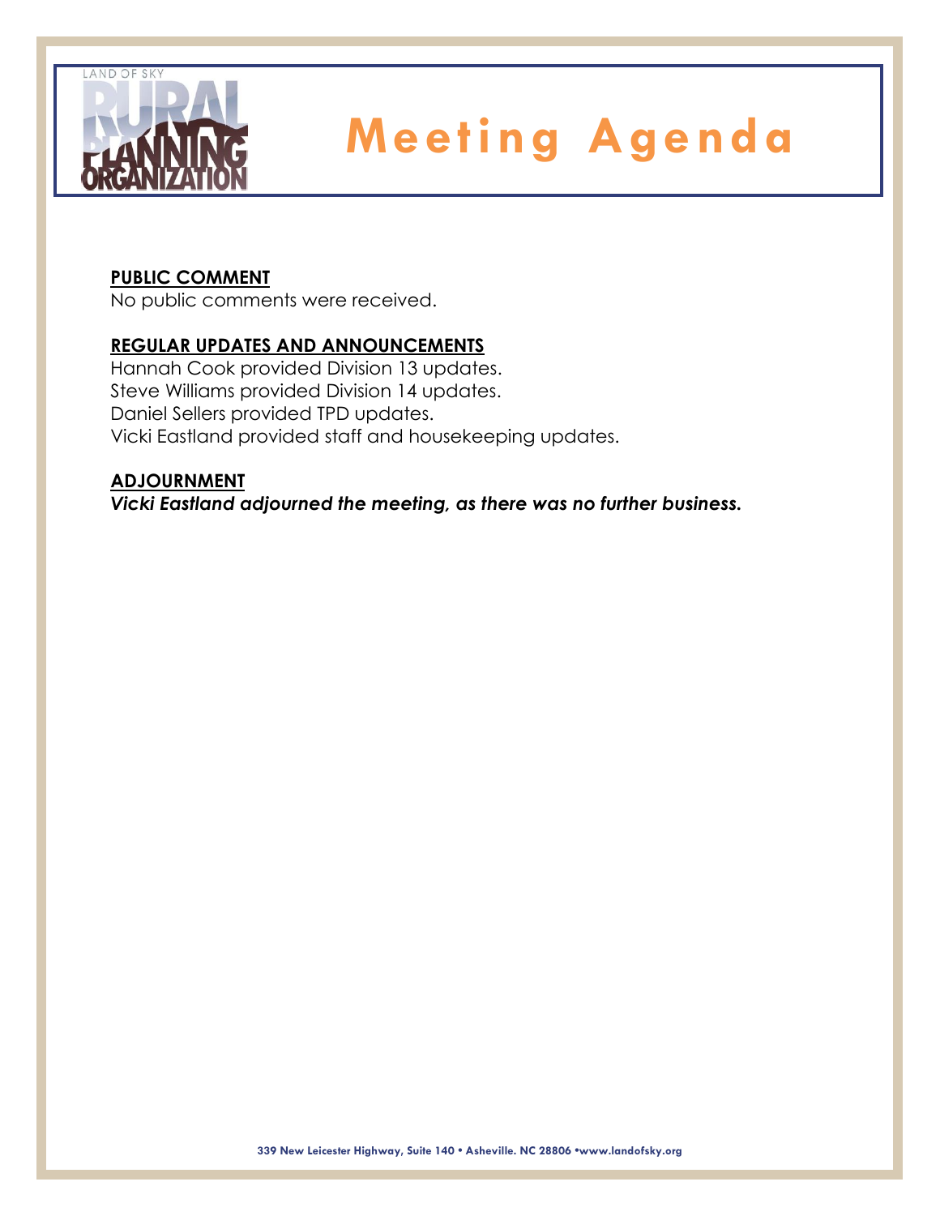**PUBLIC COMMENT**

No public comments were received.

**REGULAR UPDATES AND ANNOUNCEMENTS**

Hannah Cook provided Division 13 updates.
Steve Williams provided Division 14 updates.
Daniel Sellers provided TPD updates.
Vicki Eastland provided staff and housekeeping updates.

**ADJOURNMENT**

***Vicki Eastland adjourned the meeting, as there was no further business.***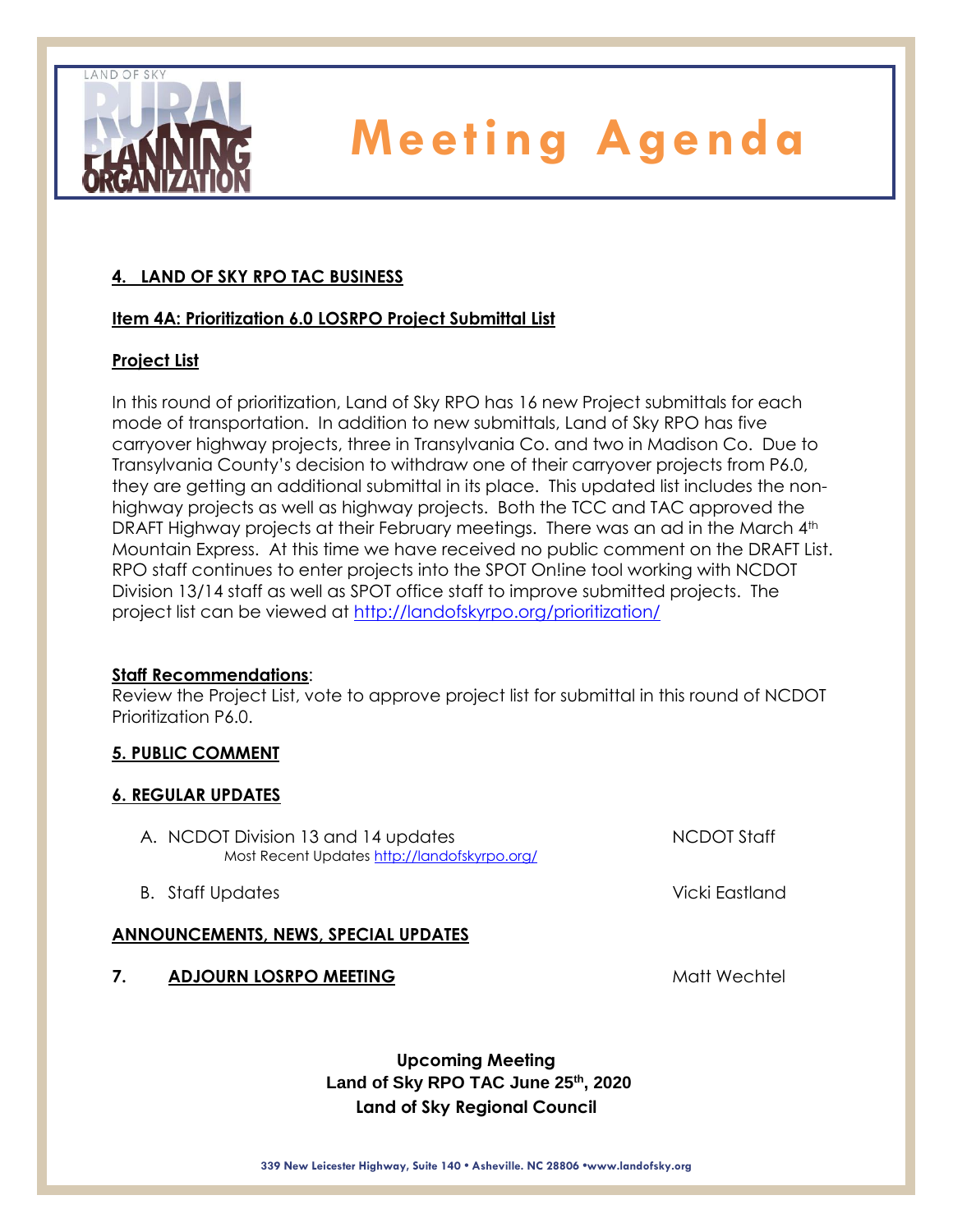# Meeting Agenda

**4. LAND OF SKY RPO TAC BUSINESS**

**Item 4A: Prioritization 6.0 LOSRPO Project Submittal List**

**Project List**

In this round of prioritization, Land of Sky RPO has 16 new Project submittals for each mode of transportation. In addition to new submittals, Land of Sky RPO has five carryover highway projects, three in Transylvania Co. and two in Madison Co. Due to Transylvania County's decision to withdraw one of their carryover projects from P6.0, they are getting an additional submittal in its place. This updated list includes the non-highway projects as well as highway projects. Both the TCC and TAC approved the DRAFT Highway projects at their February meetings. There was an ad in the March 4th Mountain Express. At this time we have received no public comment on the DRAFT List. RPO staff continues to enter projects into the SPOT On!ine tool working with NCDOT Division 13/14 staff as well as SPOT office staff to improve submitted projects. The project list can be viewed at http://landofskyrpo.org/prioritization/

**Staff Recommendations**:
Review the Project List, vote to approve project list for submittal in this round of NCDOT Prioritization P6.0.

**5. PUBLIC COMMENT**

**6. REGULAR UPDATES**

A. NCDOT Division 13 and 14 updates — NCDOT Staff
Most Recent Updates http://landofskyrpo.org/

B. Staff Updates — Vicki Eastland

**ANNOUNCEMENTS, NEWS, SPECIAL UPDATES**

**7. ADJOURN LOSRPO MEETING** — Matt Wechtel

**Upcoming Meeting**
**Land of Sky RPO TAC June 25th, 2020**
**Land of Sky Regional Council**

**339 New Leicester Highway, Suite 140 • Asheville. NC 28806 •www.landofsky.org**